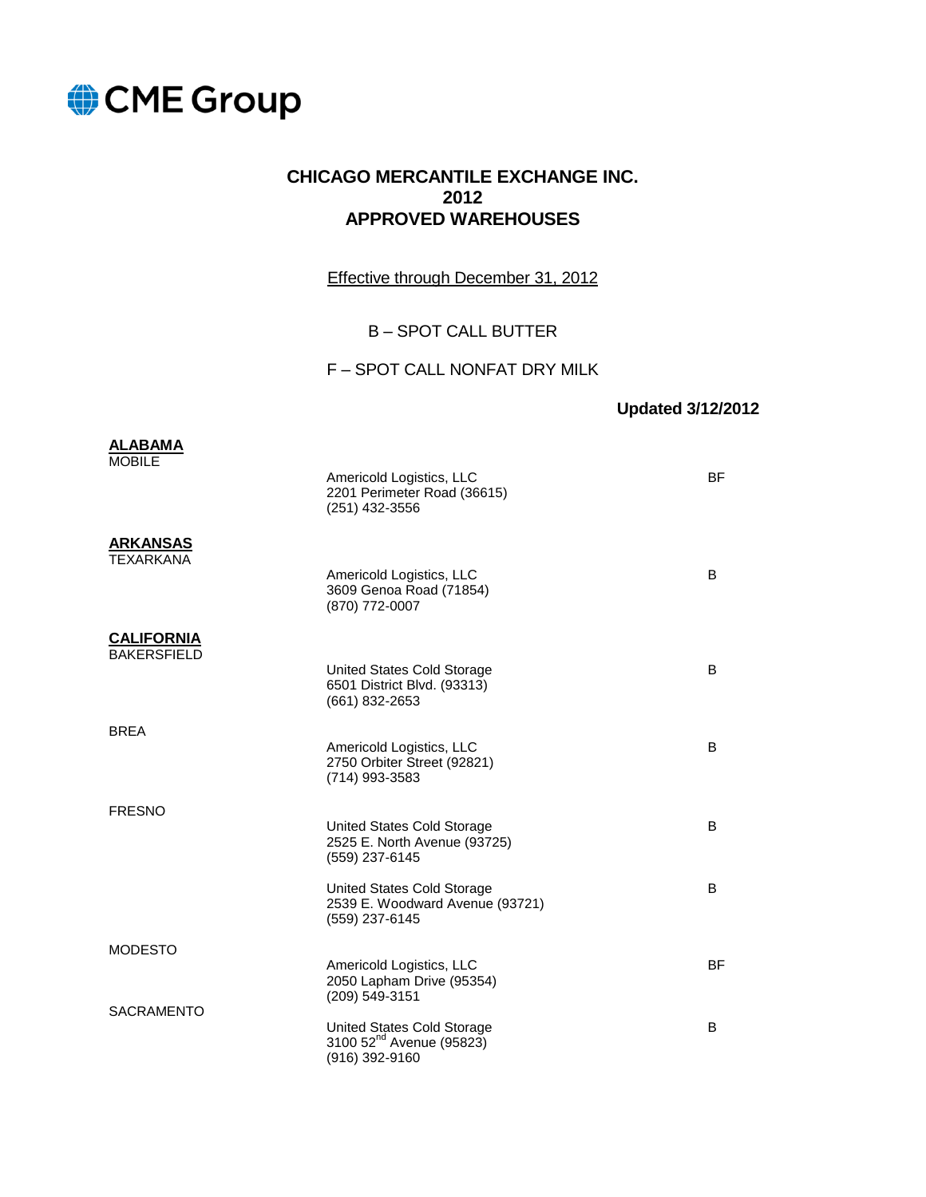CME Group

# CHICAGO MERCANTILE EXCHANGE INC.
# 2012
# APPROVED WAREHOUSES

Effective through December 31, 2012

B – SPOT CALL BUTTER

F – SPOT CALL NONFAT DRY MILK

**Updated 3/12/2012**

## ALABAMA

MOBILE

Americold Logistics, LLC
2201 Perimeter Road (36615)
(251) 432-3556 — BF

## ARKANSAS

TEXARKANA

Americold Logistics, LLC
3609 Genoa Road (71854)
(870) 772-0007 — B

## CALIFORNIA

BAKERSFIELD

United States Cold Storage
6501 District Blvd. (93313)
(661) 832-2653 — B

BREA

Americold Logistics, LLC
2750 Orbiter Street (92821)
(714) 993-3583 — B

FRESNO

United States Cold Storage
2525 E. North Avenue (93725)
(559) 237-6145 — B

United States Cold Storage
2539 E. Woodward Avenue (93721)
(559) 237-6145 — B

MODESTO

Americold Logistics, LLC
2050 Lapham Drive (95354)
(209) 549-3151 — BF

SACRAMENTO

United States Cold Storage
3100 52nd Avenue (95823)
(916) 392-9160 — B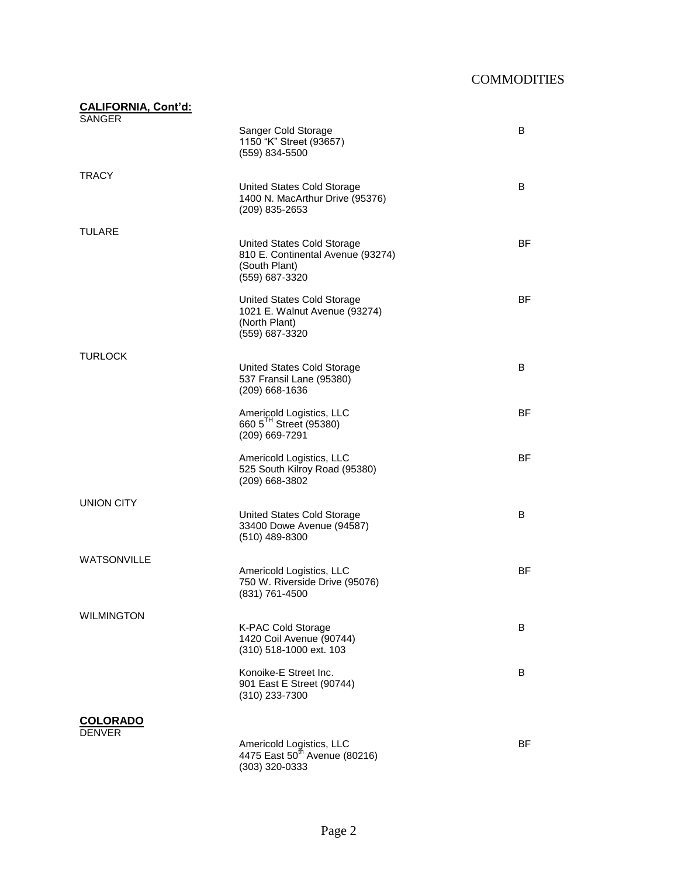COMMODITIES

**CALIFORNIA, Cont'd:**

| City | Facility | Code |
|---|---|---|
| SANGER | Sanger Cold Storage<br>1150 "K" Street (93657)<br>(559) 834-5500 | B |
| TRACY | United States Cold Storage<br>1400 N. MacArthur Drive (95376)<br>(209) 835-2653 | B |
| TULARE | United States Cold Storage<br>810 E. Continental Avenue (93274)<br>(South Plant)<br>(559) 687-3320 | BF |
| | United States Cold Storage<br>1021 E. Walnut Avenue (93274)<br>(North Plant)<br>(559) 687-3320 | BF |
| TURLOCK | United States Cold Storage<br>537 Fransil Lane (95380)<br>(209) 668-1636 | B |
| | Americold Logistics, LLC<br>660 5TH Street (95380)<br>(209) 669-7291 | BF |
| | Americold Logistics, LLC<br>525 South Kilroy Road (95380)<br>(209) 668-3802 | BF |
| UNION CITY | United States Cold Storage<br>33400 Dowe Avenue (94587)<br>(510) 489-8300 | B |
| WATSONVILLE | Americold Logistics, LLC<br>750 W. Riverside Drive (95076)<br>(831) 761-4500 | BF |
| WILMINGTON | K-PAC Cold Storage<br>1420 Coil Avenue (90744)<br>(310) 518-1000 ext. 103 | B |
| | Konoike-E Street Inc.<br>901 East E Street (90744)<br>(310) 233-7300 | B |

**COLORADO**

| City | Facility | Code |
|---|---|---|
| DENVER | Americold Logistics, LLC<br>4475 East 50th Avenue (80216)<br>(303) 320-0333 | BF |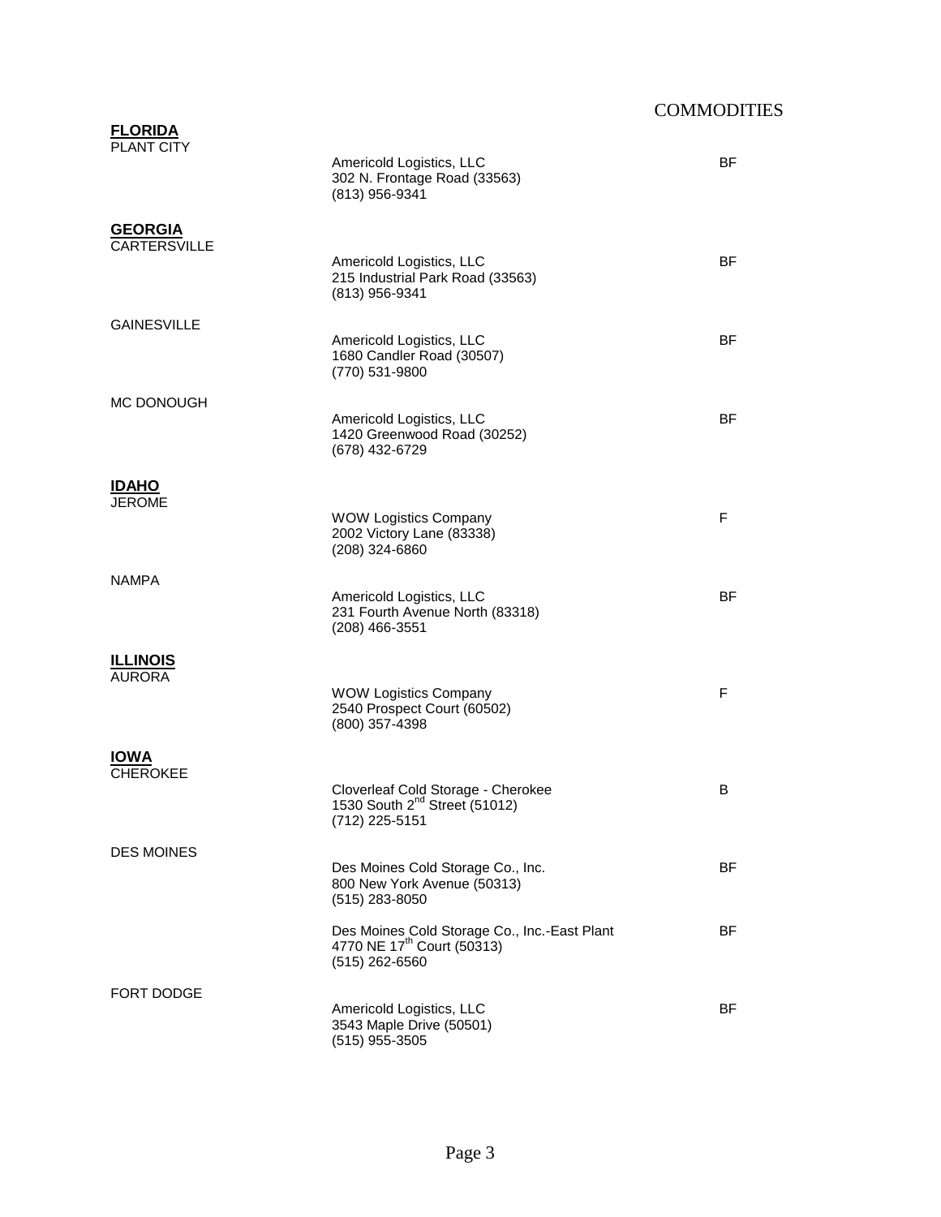| | | COMMODITIES |
|---|---|---|
| **FLORIDA** | | |
| PLANT CITY | Americold Logistics, LLC<br>302 N. Frontage Road (33563)<br>(813) 956-9341 | BF |
| **GEORGIA** | | |
| CARTERSVILLE | Americold Logistics, LLC<br>215 Industrial Park Road (33563)<br>(813) 956-9341 | BF |
| GAINESVILLE | Americold Logistics, LLC<br>1680 Candler Road (30507)<br>(770) 531-9800 | BF |
| MC DONOUGH | Americold Logistics, LLC<br>1420 Greenwood Road (30252)<br>(678) 432-6729 | BF |
| **IDAHO** | | |
| JEROME | WOW Logistics Company<br>2002 Victory Lane (83338)<br>(208) 324-6860 | F |
| NAMPA | Americold Logistics, LLC<br>231 Fourth Avenue North (83318)<br>(208) 466-3551 | BF |
| **ILLINOIS** | | |
| AURORA | WOW Logistics Company<br>2540 Prospect Court (60502)<br>(800) 357-4398 | F |
| **IOWA** | | |
| CHEROKEE | Cloverleaf Cold Storage - Cherokee<br>1530 South 2nd Street (51012)<br>(712) 225-5151 | B |
| DES MOINES | Des Moines Cold Storage Co., Inc.<br>800 New York Avenue (50313)<br>(515) 283-8050 | BF |
| | Des Moines Cold Storage Co., Inc.-East Plant<br>4770 NE 17th Court (50313)<br>(515) 262-6560 | BF |
| FORT DODGE | Americold Logistics, LLC<br>3543 Maple Drive (50501)<br>(515) 955-3505 | BF |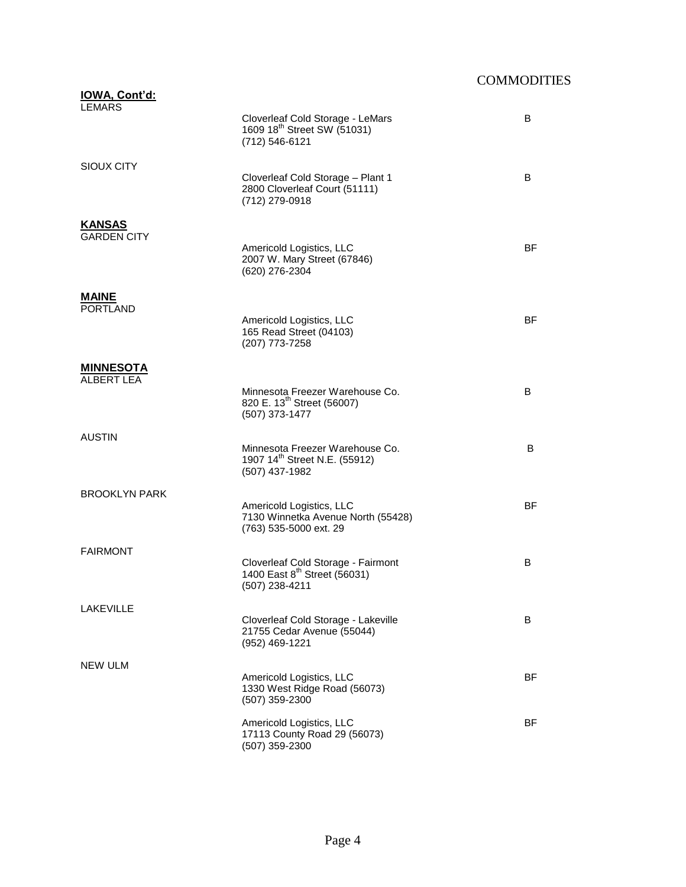| | | COMMODITIES |
|---|---|---|
| **IOWA, Cont'd:** | | |
| LEMARS | Cloverleaf Cold Storage - LeMars<br>1609 18th Street SW (51031)<br>(712) 546-6121 | B |
| SIOUX CITY | Cloverleaf Cold Storage – Plant 1<br>2800 Cloverleaf Court (51111)<br>(712) 279-0918 | B |
| **KANSAS** | | |
| GARDEN CITY | Americold Logistics, LLC<br>2007 W. Mary Street (67846)<br>(620) 276-2304 | BF |
| **MAINE** | | |
| PORTLAND | Americold Logistics, LLC<br>165 Read Street (04103)<br>(207) 773-7258 | BF |
| **MINNESOTA** | | |
| ALBERT LEA | Minnesota Freezer Warehouse Co.<br>820 E. 13th Street (56007)<br>(507) 373-1477 | B |
| AUSTIN | Minnesota Freezer Warehouse Co.<br>1907 14th Street N.E. (55912)<br>(507) 437-1982 | B |
| BROOKLYN PARK | Americold Logistics, LLC<br>7130 Winnetka Avenue North (55428)<br>(763) 535-5000 ext. 29 | BF |
| FAIRMONT | Cloverleaf Cold Storage - Fairmont<br>1400 East 8th Street (56031)<br>(507) 238-4211 | B |
| LAKEVILLE | Cloverleaf Cold Storage - Lakeville<br>21755 Cedar Avenue (55044)<br>(952) 469-1221 | B |
| NEW ULM | Americold Logistics, LLC<br>1330 West Ridge Road (56073)<br>(507) 359-2300 | BF |
| | Americold Logistics, LLC<br>17113 County Road 29 (56073)<br>(507) 359-2300 | BF |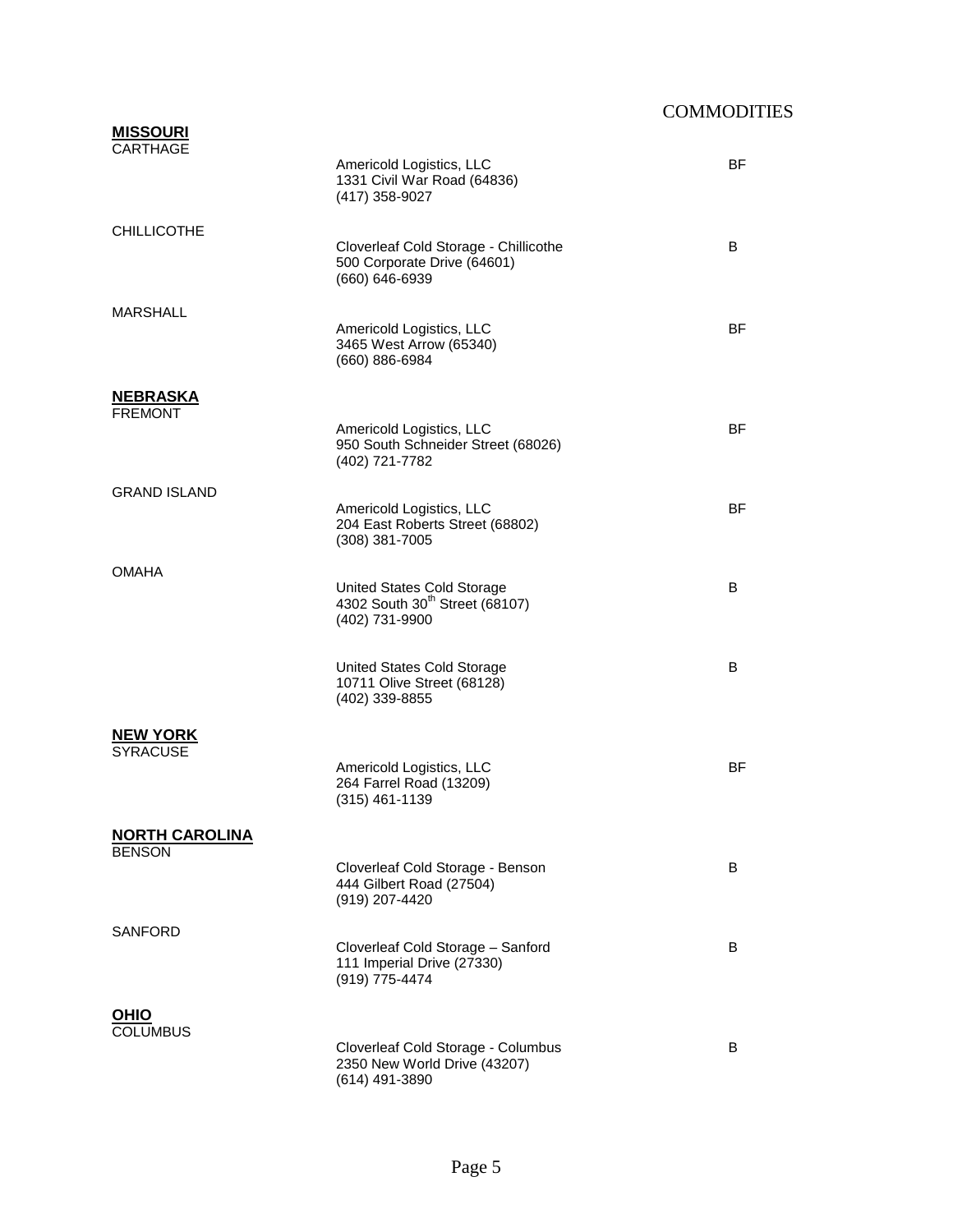| | | COMMODITIES |
|---|---|---|
| **MISSOURI** | | |
| CARTHAGE | Americold Logistics, LLC<br>1331 Civil War Road (64836)<br>(417) 358-9027 | BF |
| CHILLICOTHE | Cloverleaf Cold Storage - Chillicothe<br>500 Corporate Drive (64601)<br>(660) 646-6939 | B |
| MARSHALL | Americold Logistics, LLC<br>3465 West Arrow (65340)<br>(660) 886-6984 | BF |
| **NEBRASKA** | | |
| FREMONT | Americold Logistics, LLC<br>950 South Schneider Street (68026)<br>(402) 721-7782 | BF |
| GRAND ISLAND | Americold Logistics, LLC<br>204 East Roberts Street (68802)<br>(308) 381-7005 | BF |
| OMAHA | United States Cold Storage<br>4302 South 30th Street (68107)<br>(402) 731-9900 | B |
| | United States Cold Storage<br>10711 Olive Street (68128)<br>(402) 339-8855 | B |
| **NEW YORK** | | |
| SYRACUSE | Americold Logistics, LLC<br>264 Farrel Road (13209)<br>(315) 461-1139 | BF |
| **NORTH CAROLINA** | | |
| BENSON | Cloverleaf Cold Storage - Benson<br>444 Gilbert Road (27504)<br>(919) 207-4420 | B |
| SANFORD | Cloverleaf Cold Storage – Sanford<br>111 Imperial Drive (27330)<br>(919) 775-4474 | B |
| **OHIO** | | |
| COLUMBUS | Cloverleaf Cold Storage - Columbus<br>2350 New World Drive (43207)<br>(614) 491-3890 | B |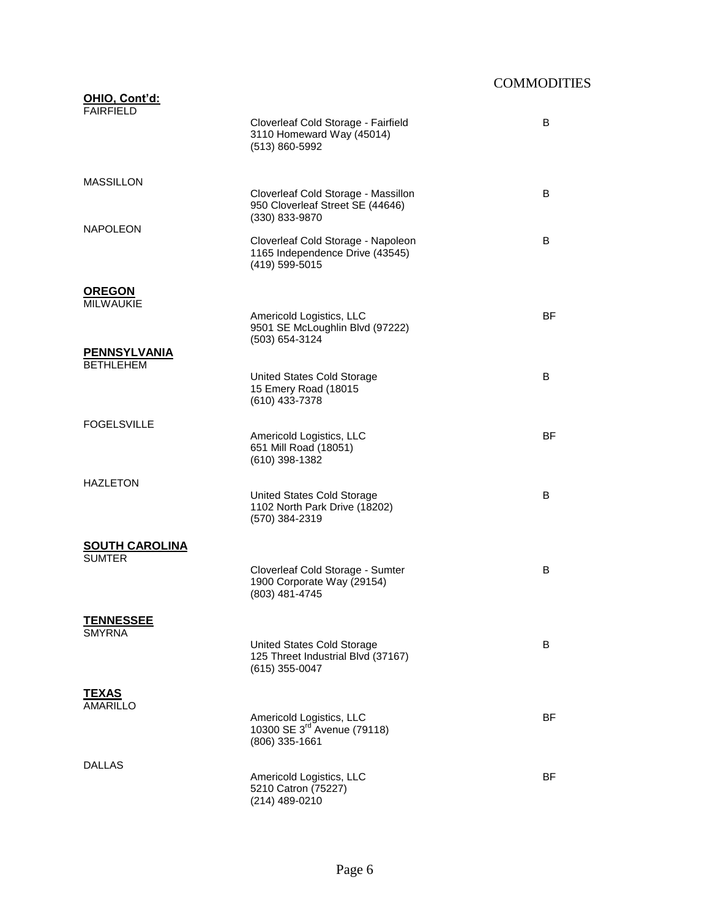| | | COMMODITIES |
|---|---|---|
| **OHIO, Cont'd:** | | |
| FAIRFIELD | Cloverleaf Cold Storage - Fairfield<br>3110 Homeward Way (45014)<br>(513) 860-5992 | B |
| MASSILLON | Cloverleaf Cold Storage - Massillon<br>950 Cloverleaf Street SE (44646)<br>(330) 833-9870 | B |
| NAPOLEON | Cloverleaf Cold Storage - Napoleon<br>1165 Independence Drive (43545)<br>(419) 599-5015 | B |
| **OREGON** | | |
| MILWAUKIE | Americold Logistics, LLC<br>9501 SE McLoughlin Blvd (97222)<br>(503) 654-3124 | BF |
| **PENNSYLVANIA** | | |
| BETHLEHEM | United States Cold Storage<br>15 Emery Road (18015<br>(610) 433-7378 | B |
| FOGELSVILLE | Americold Logistics, LLC<br>651 Mill Road (18051)<br>(610) 398-1382 | BF |
| HAZLETON | United States Cold Storage<br>1102 North Park Drive (18202)<br>(570) 384-2319 | B |
| **SOUTH CAROLINA** | | |
| SUMTER | Cloverleaf Cold Storage - Sumter<br>1900 Corporate Way (29154)<br>(803) 481-4745 | B |
| **TENNESSEE** | | |
| SMYRNA | United States Cold Storage<br>125 Threet Industrial Blvd (37167)<br>(615) 355-0047 | B |
| **TEXAS** | | |
| AMARILLO | Americold Logistics, LLC<br>10300 SE 3rd Avenue (79118)<br>(806) 335-1661 | BF |
| DALLAS | Americold Logistics, LLC<br>5210 Catron (75227)<br>(214) 489-0210 | BF |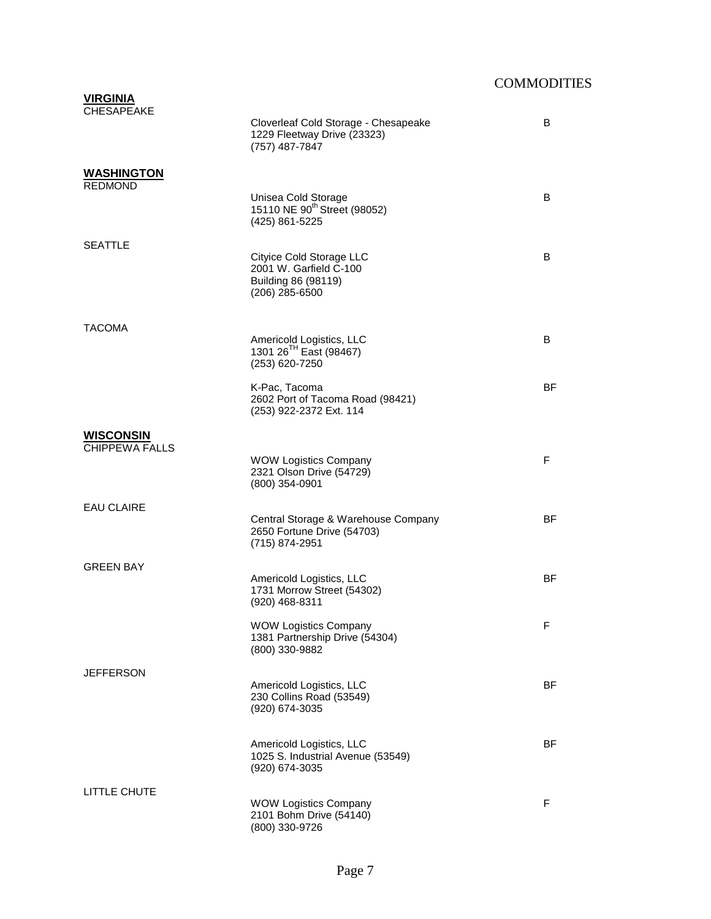| | | COMMODITIES |
|---|---|---|
| **VIRGINIA** | | |
| CHESAPEAKE | Cloverleaf Cold Storage - Chesapeake<br>1229 Fleetway Drive (23323)<br>(757) 487-7847 | B |
| **WASHINGTON** | | |
| REDMOND | Unisea Cold Storage<br>15110 NE 90th Street (98052)<br>(425) 861-5225 | B |
| SEATTLE | Cityice Cold Storage LLC<br>2001 W. Garfield C-100<br>Building 86 (98119)<br>(206) 285-6500 | B |
| TACOMA | Americold Logistics, LLC<br>1301 26TH East (98467)<br>(253) 620-7250 | B |
| | K-Pac, Tacoma<br>2602 Port of Tacoma Road (98421)<br>(253) 922-2372 Ext. 114 | BF |
| **WISCONSIN** | | |
| CHIPPEWA FALLS | WOW Logistics Company<br>2321 Olson Drive (54729)<br>(800) 354-0901 | F |
| EAU CLAIRE | Central Storage & Warehouse Company<br>2650 Fortune Drive (54703)<br>(715) 874-2951 | BF |
| GREEN BAY | Americold Logistics, LLC<br>1731 Morrow Street (54302)<br>(920) 468-8311 | BF |
| | WOW Logistics Company<br>1381 Partnership Drive (54304)<br>(800) 330-9882 | F |
| JEFFERSON | Americold Logistics, LLC<br>230 Collins Road (53549)<br>(920) 674-3035 | BF |
| | Americold Logistics, LLC<br>1025 S. Industrial Avenue (53549)<br>(920) 674-3035 | BF |
| LITTLE CHUTE | WOW Logistics Company<br>2101 Bohm Drive (54140)<br>(800) 330-9726 | F |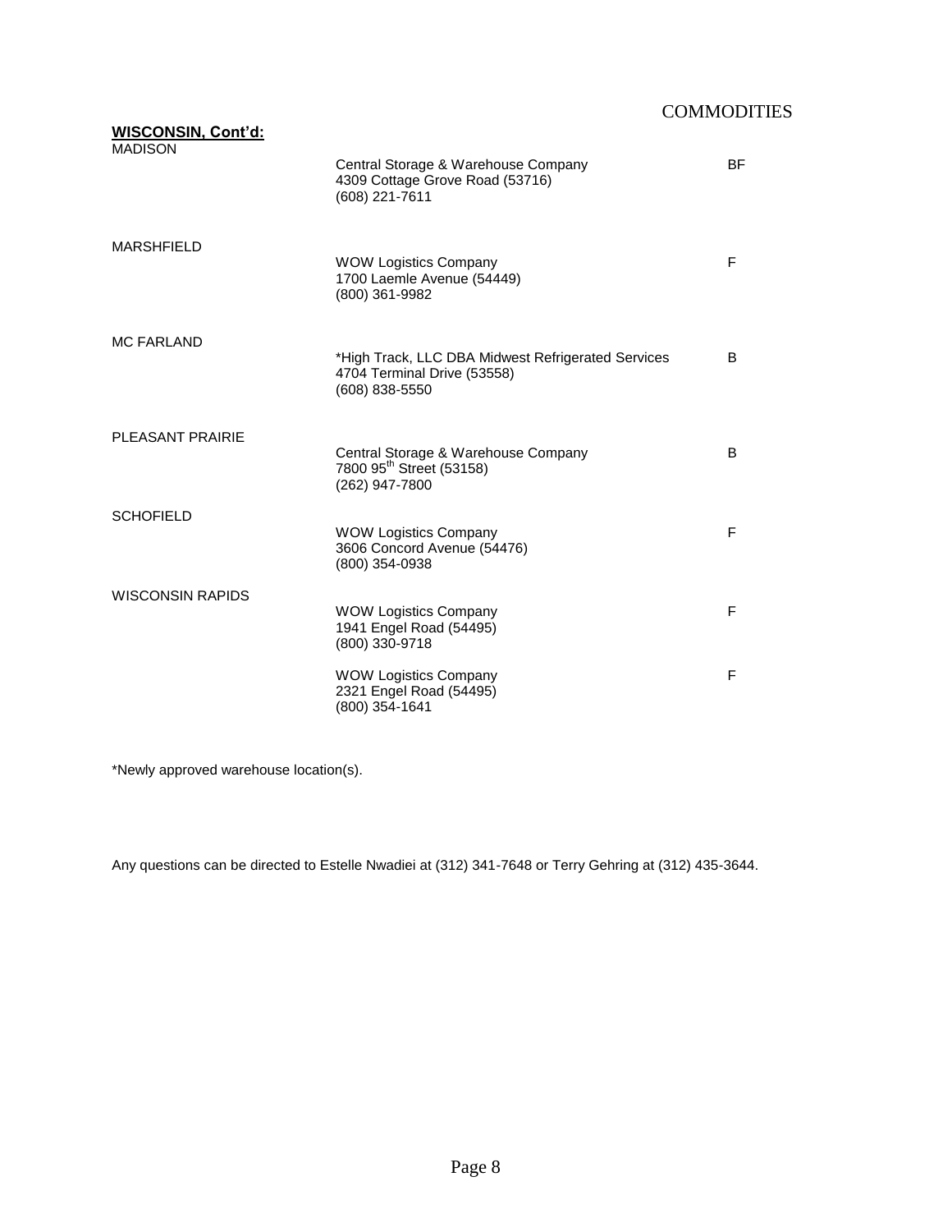| | | COMMODITIES |
|---|---|---|
| **WISCONSIN, Cont'd:** | | |
| MADISON | Central Storage & Warehouse Company<br>4309 Cottage Grove Road (53716)<br>(608) 221-7611 | BF |
| MARSHFIELD | WOW Logistics Company<br>1700 Laemle Avenue (54449)<br>(800) 361-9982 | F |
| MC FARLAND | *High Track, LLC DBA Midwest Refrigerated Services<br>4704 Terminal Drive (53558)<br>(608) 838-5550 | B |
| PLEASANT PRAIRIE | Central Storage & Warehouse Company<br>7800 95th Street (53158)<br>(262) 947-7800 | B |
| SCHOFIELD | WOW Logistics Company<br>3606 Concord Avenue (54476)<br>(800) 354-0938 | F |
| WISCONSIN RAPIDS | WOW Logistics Company<br>1941 Engel Road (54495)<br>(800) 330-9718 | F |
| | WOW Logistics Company<br>2321 Engel Road (54495)<br>(800) 354-1641 | F |

*Newly approved warehouse location(s).

Any questions can be directed to Estelle Nwadiei at (312) 341-7648 or Terry Gehring at (312) 435-3644.